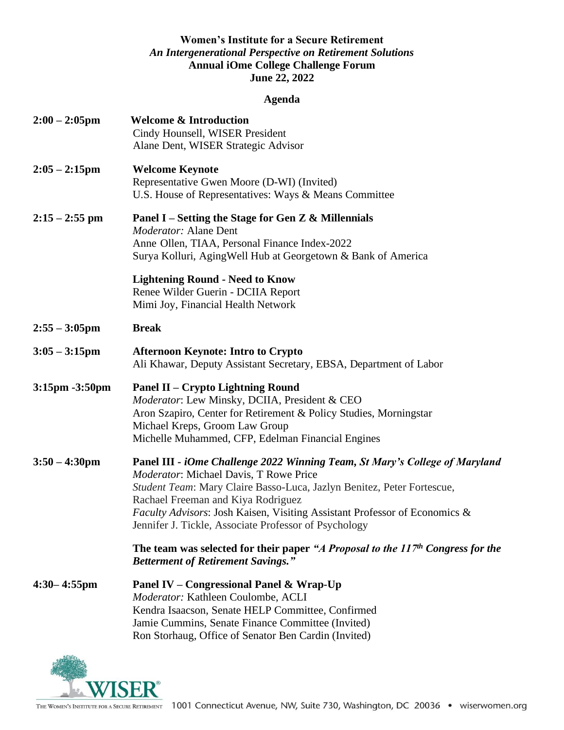**Women's Institute for a Secure Retirement**
***An Intergenerational Perspective on Retirement Solutions***
**Annual iOme College Challenge Forum**
**June 22, 2022**

**Agenda**

**2:00 – 2:05pm** **Welcome & Introduction**
Cindy Hounsell, WISER President
Alane Dent, WISER Strategic Advisor

**2:05 – 2:15pm** **Welcome Keynote**
Representative Gwen Moore (D-WI) (Invited)
U.S. House of Representatives: Ways & Means Committee

**2:15 – 2:55 pm** **Panel I – Setting the Stage for Gen Z & Millennials**
*Moderator:* Alane Dent
Anne Ollen, TIAA, Personal Finance Index-2022
Surya Kolluri, AgingWell Hub at Georgetown & Bank of America

**Lightening Round - Need to Know**
Renee Wilder Guerin - DCIIA Report
Mimi Joy, Financial Health Network

**2:55 – 3:05pm** **Break**

**3:05 – 3:15pm** **Afternoon Keynote: Intro to Crypto**
Ali Khawar, Deputy Assistant Secretary, EBSA, Department of Labor

**3:15pm -3:50pm** **Panel II – Crypto Lightning Round**
*Moderator*: Lew Minsky, DCIIA, President & CEO
Aron Szapiro, Center for Retirement & Policy Studies, Morningstar
Michael Kreps, Groom Law Group
Michelle Muhammed, CFP, Edelman Financial Engines

**3:50 – 4:30pm** **Panel III - *iOme Challenge 2022 Winning Team, St Mary's College of Maryland***
*Moderator*: Michael Davis, T Rowe Price
*Student Team*: Mary Claire Basso-Luca, Jazlyn Benitez, Peter Fortescue, Rachael Freeman and Kiya Rodriguez
*Faculty Advisors*: Josh Kaisen, Visiting Assistant Professor of Economics & Jennifer J. Tickle, Associate Professor of Psychology

**The team was selected for their paper *"A Proposal to the 117th Congress for the Betterment of Retirement Savings."***

**4:30– 4:55pm** **Panel IV – Congressional Panel & Wrap-Up**
*Moderator:* Kathleen Coulombe, ACLI
Kendra Isaacson, Senate HELP Committee, Confirmed
Jamie Cummins, Senate Finance Committee (Invited)
Ron Storhaug, Office of Senator Ben Cardin (Invited)

WISER® THE WOMEN'S INSTITUTE FOR A SECURE RETIREMENT 1001 Connecticut Avenue, NW, Suite 730, Washington, DC 20036 • wiserwomen.org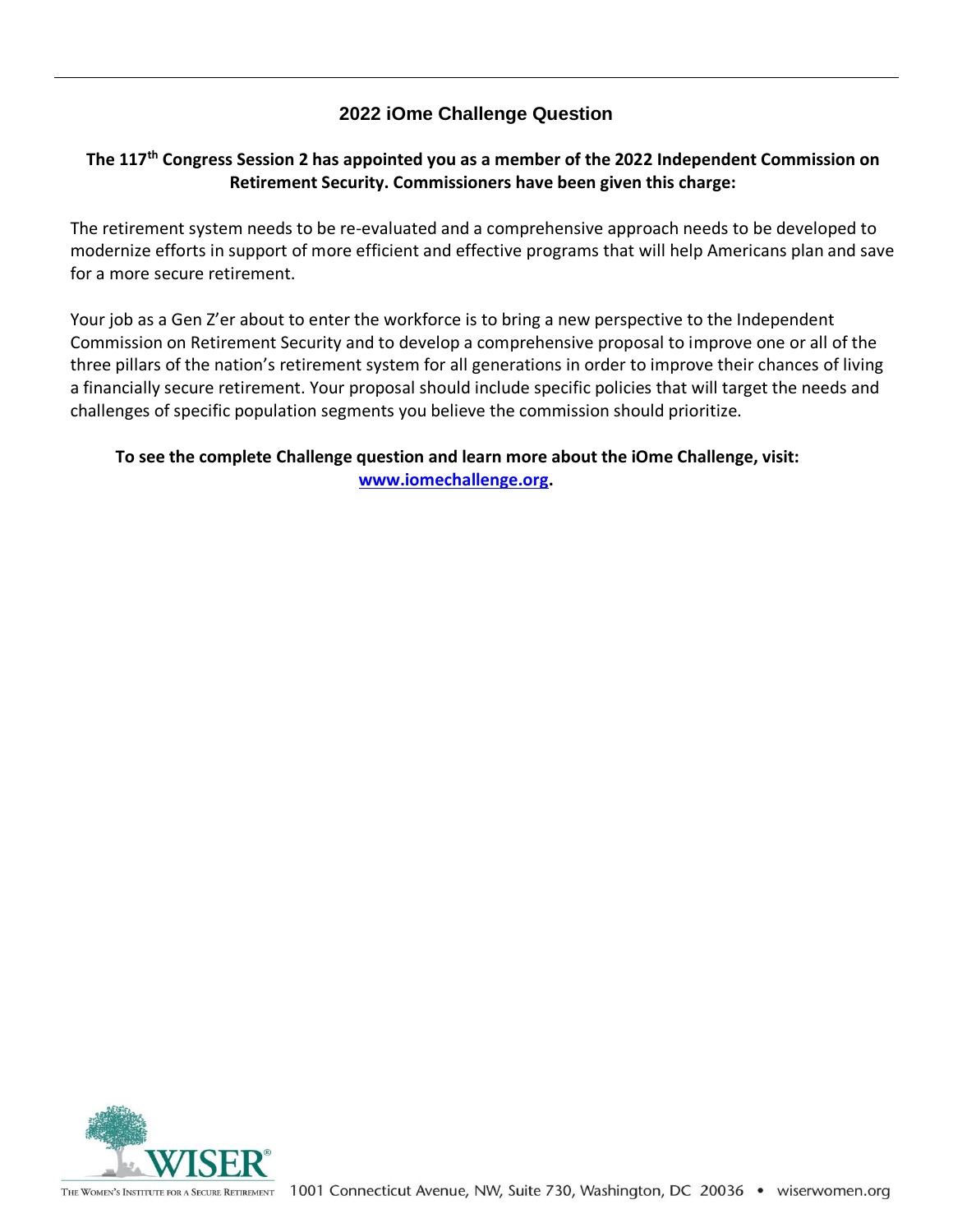## 2022 iOme Challenge Question

**The 117th Congress Session 2 has appointed you as a member of the 2022 Independent Commission on Retirement Security. Commissioners have been given this charge:**

The retirement system needs to be re-evaluated and a comprehensive approach needs to be developed to modernize efforts in support of more efficient and effective programs that will help Americans plan and save for a more secure retirement.

Your job as a Gen Z'er about to enter the workforce is to bring a new perspective to the Independent Commission on Retirement Security and to develop a comprehensive proposal to improve one or all of the three pillars of the nation's retirement system for all generations in order to improve their chances of living a financially secure retirement. Your proposal should include specific policies that will target the needs and challenges of specific population segments you believe the commission should prioritize.

**To see the complete Challenge question and learn more about the iOme Challenge, visit: [www.iomechallenge.org](http://www.iomechallenge.org).**

WISER® The Women's Institute for a Secure Retirement 1001 Connecticut Avenue, NW, Suite 730, Washington, DC 20036 • wiserwomen.org